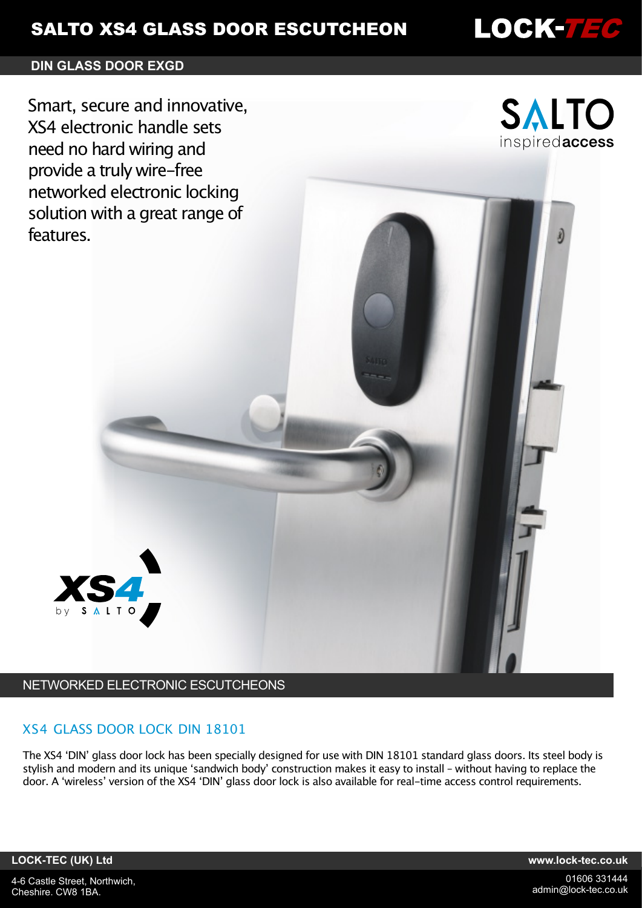# SALTO XS4 GLASS DOOR ESCUTCHEON

LOCK-TEC

**DIN GLASS DOOR EXGD**

Smart, secure and innovative, XS4 electronic handle sets need no hard wiring and provide a truly wire-free networked electronic locking solution with a great range of features.

SALTO inspiredaccess

XS4 by SALTO

## NETWORKED ELECTRONIC ESCUTCHEONS

### XS4 GLASS DOOR LOCK DIN 18101

The XS4 'DIN' glass door lock has been specially designed for use with DIN 18101 standard glass doors. Its steel body is stylish and modern and its unique 'sandwich body' construction makes it easy to install – without having to replace the door. A 'wireless' version of the XS4 'DIN' glass door lock is also available for real-time access control requirements.

**LOCK-TEC (UK) Ltd**

4-6 Castle Street, Northwich,
Cheshire. CW8 1BA.

**www.lock-tec.co.uk**

01606 331444
admin@lock-tec.co.uk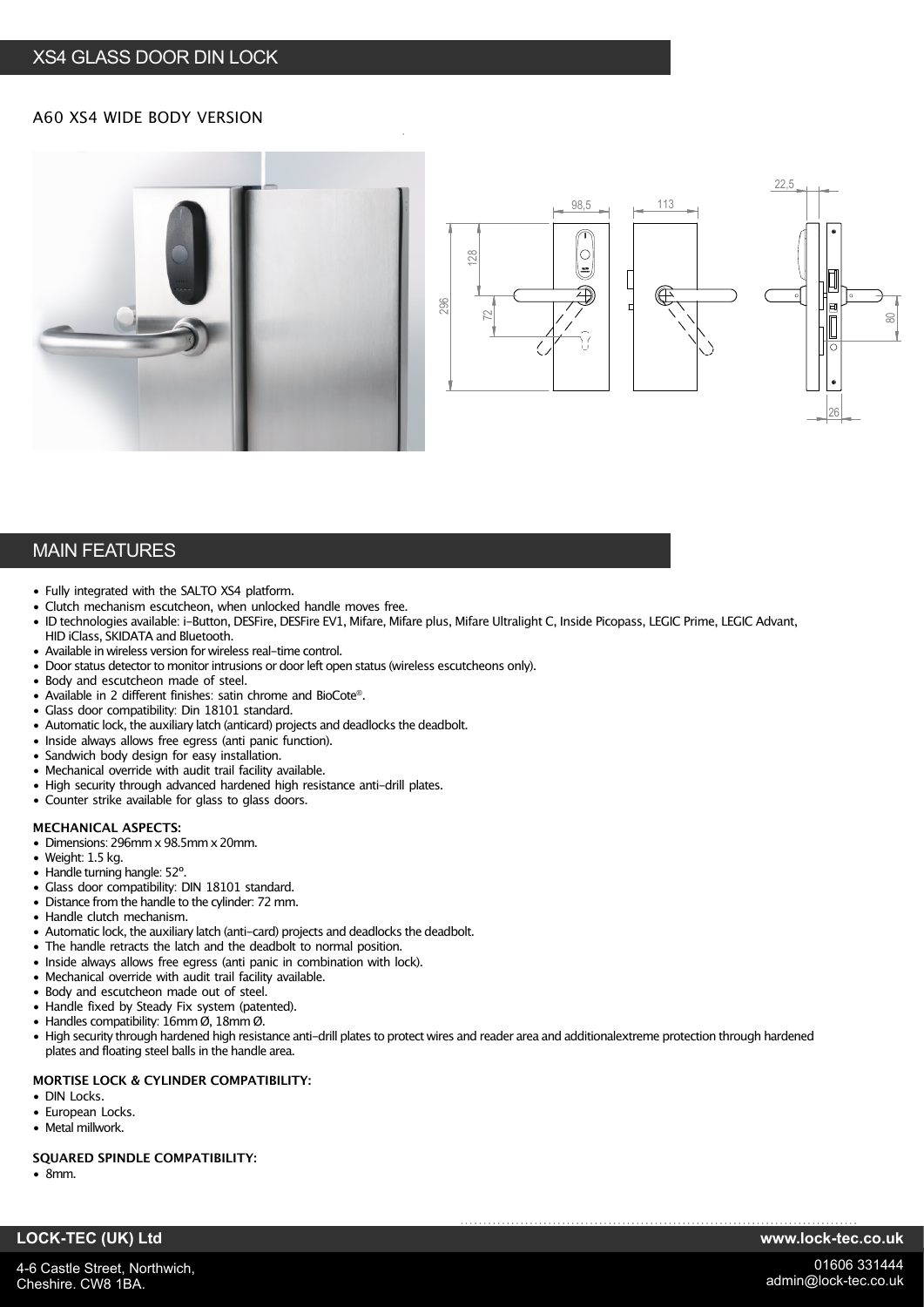## XS4 GLASS DOOR DIN LOCK

### A60 XS4 WIDE BODY VERSION

## MAIN FEATURES

- Fully integrated with the SALTO XS4 platform.
- Clutch mechanism escutcheon, when unlocked handle moves free.
- ID technologies available: i-Button, DESFire, DESFire EV1, Mifare, Mifare plus, Mifare Ultralight C, Inside Picopass, LEGIC Prime, LEGIC Advant, HID iClass, SKIDATA and Bluetooth.
- Available in wireless version for wireless real-time control.
- Door status detector to monitor intrusions or door left open status (wireless escutcheons only).
- Body and escutcheon made of steel.
- Available in 2 different finishes: satin chrome and BioCote®.
- Glass door compatibility: Din 18101 standard.
- Automatic lock, the auxiliary latch (anticard) projects and deadlocks the deadbolt.
- Inside always allows free egress (anti panic function).
- Sandwich body design for easy installation.
- Mechanical override with audit trail facility available.
- High security through advanced hardened high resistance anti-drill plates.
- Counter strike available for glass to glass doors.

**MECHANICAL ASPECTS:**

- Dimensions: 296mm x 98.5mm x 20mm.
- Weight: 1.5 kg.
- Handle turning hangle: 52º.
- Glass door compatibility: DIN 18101 standard.
- Distance from the handle to the cylinder: 72 mm.
- Handle clutch mechanism.
- Automatic lock, the auxiliary latch (anti-card) projects and deadlocks the deadbolt.
- The handle retracts the latch and the deadbolt to normal position.
- Inside always allows free egress (anti panic in combination with lock).
- Mechanical override with audit trail facility available.
- Body and escutcheon made out of steel.
- Handle fixed by Steady Fix system (patented).
- Handles compatibility: 16mm Ø, 18mm Ø.
- High security through hardened high resistance anti-drill plates to protect wires and reader area and additionalextreme protection through hardened plates and floating steel balls in the handle area.

**MORTISE LOCK & CYLINDER COMPATIBILITY:**

- DIN Locks.
- European Locks.
- Metal millwork.

**SQUARED SPINDLE COMPATIBILITY:**

- 8mm.

**LOCK-TEC (UK) Ltd** **www.lock-tec.co.uk**

4-6 Castle Street, Northwich,
Cheshire. CW8 1BA.

01606 331444
admin@lock-tec.co.uk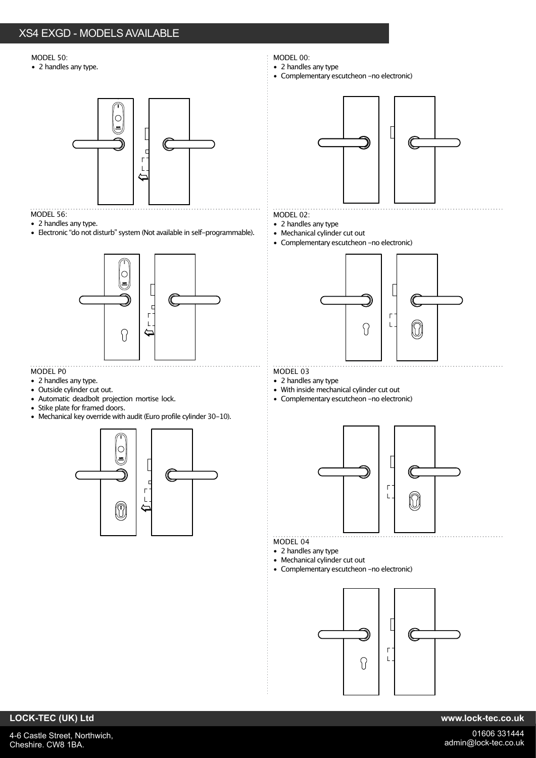# XS4 EXGD - MODELS AVAILABLE

MODEL 50:

- 2 handles any type.

MODEL 56:

- 2 handles any type.
- Electronic "do not disturb" system (Not available in self-programmable).

MODEL P0

- 2 handles any type.
- Outside cylinder cut out.
- Automatic deadbolt projection mortise lock.
- Stike plate for framed doors.
- Mechanical key override with audit (Euro profile cylinder 30-10).

MODEL 00:

- 2 handles any type
- Complementary escutcheon -no electronic)

MODEL 02:

- 2 handles any type
- Mechanical cylinder cut out
- Complementary escutcheon -no electronic)

MODEL 03

- 2 handles any type
- With inside mechanical cylinder cut out
- Complementary escutcheon -no electronic)

MODEL 04

- 2 handles any type
- Mechanical cylinder cut out
- Complementary escutcheon -no electronic)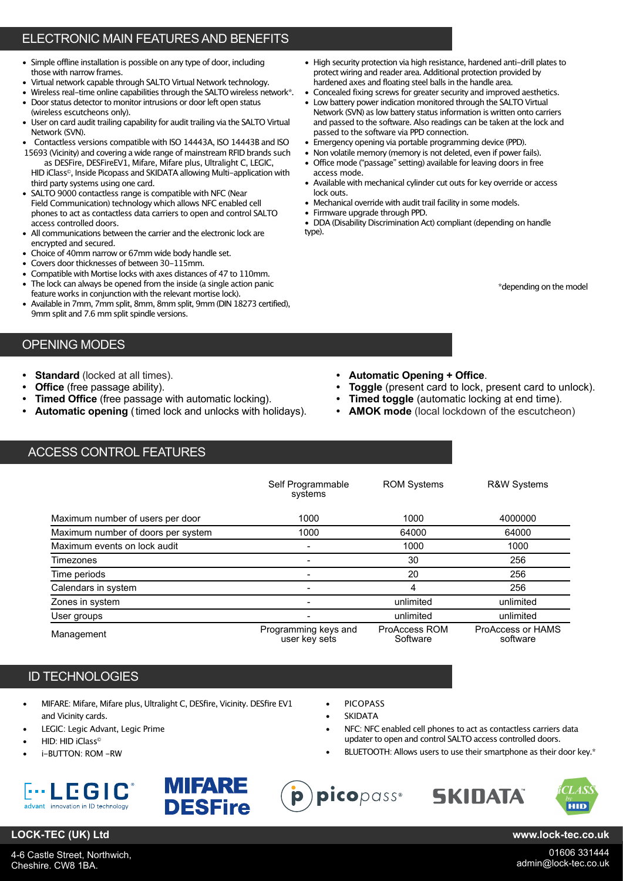## ELECTRONIC MAIN FEATURES AND BENEFITS

- Simple offline installation is possible on any type of door, including those with narrow frames.
- Virtual network capable through SALTO Virtual Network technology.
- Wireless real-time online capabilities through the SALTO wireless network*.
- Door status detector to monitor intrusions or door left open status (wireless escutcheons only).
- User on card audit trailing capability for audit trailing via the SALTO Virtual Network (SVN).
- Contactless versions compatible with ISO 14443A, ISO 14443B and ISO 15693 (Vicinity) and covering a wide range of mainstream RFID brands such as DESFire, DESFireEV1, Mifare, Mifare plus, Ultralight C, LEGIC, HID iClass©, Inside Picopass and SKIDATA allowing Multi-application with third party systems using one card.
- SALTO 9000 contactless range is compatible with NFC (Near Field Communication) technology which allows NFC enabled cell phones to act as contactless data carriers to open and control SALTO access controlled doors.
- All communications between the carrier and the electronic lock are encrypted and secured.
- Choice of 40mm narrow or 67mm wide body handle set.
- Covers door thicknesses of between 30-115mm.
- Compatible with Mortise locks with axes distances of 47 to 110mm.
- The lock can always be opened from the inside (a single action panic feature works in conjunction with the relevant mortise lock).
- Available in 7mm, 7mm split, 8mm, 8mm split, 9mm (DIN 18273 certified), 9mm split and 7.6 mm split spindle versions.
- High security protection via high resistance, hardened anti-drill plates to protect wiring and reader area. Additional protection provided by hardened axes and floating steel balls in the handle area.
- Concealed fixing screws for greater security and improved aesthetics.
- Low battery power indication monitored through the SALTO Virtual Network (SVN) as low battery status information is written onto carriers and passed to the software. Also readings can be taken at the lock and passed to the software via PPD connection.
- Emergency opening via portable programming device (PPD).
- Non volatile memory (memory is not deleted, even if power fails).
- Office mode ("passage" setting) available for leaving doors in free access mode.
- Available with mechanical cylinder cut outs for key override or access lock outs.
- Mechanical override with audit trail facility in some models.
- Firmware upgrade through PPD.
- DDA (Disability Discrimination Act) compliant (depending on handle type).

*depending on the model

## OPENING MODES

- **Standard** (locked at all times).
- **Office** (free passage ability).
- **Timed Office** (free passage with automatic locking).
- **Automatic opening** (timed lock and unlocks with holidays).
- **Automatic Opening + Office**.
- **Toggle** (present card to lock, present card to unlock).
- **Timed toggle** (automatic locking at end time).
- **AMOK mode** (local lockdown of the escutcheon)

## ACCESS CONTROL FEATURES

| | Self Programmable systems | ROM Systems | R&W Systems |
|---|---|---|---|
| Maximum number of users per door | 1000 | 1000 | 4000000 |
| Maximum number of doors per system | 1000 | 64000 | 64000 |
| Maximum events on lock audit | - | 1000 | 1000 |
| Timezones | - | 30 | 256 |
| Time periods | - | 20 | 256 |
| Calendars in system | - | 4 | 256 |
| Zones in system | - | unlimited | unlimited |
| User groups | - | unlimited | unlimited |
| Management | Programming keys and user key sets | ProAccess ROM Software | ProAccess or HAMS software |

## ID TECHNOLOGIES

- MIFARE: Mifare, Mifare plus, Ultralight C, DESfire, Vicinity. DESfire EV1 and Vicinity cards.
- LEGIC: Legic Advant, Legic Prime
- HID: HID iClass©
- i-BUTTON: ROM -RW
- PICOPASS
- SKIDATA
- NFC: NFC enabled cell phones to act as contactless carriers data updater to open and control SALTO access controlled doors.
- BLUETOOTH: Allows users to use their smartphone as their door key.*

LOCK-TEC (UK) Ltd

4-6 Castle Street, Northwich, Cheshire. CW8 1BA.

www.lock-tec.co.uk

01606 331444
admin@lock-tec.co.uk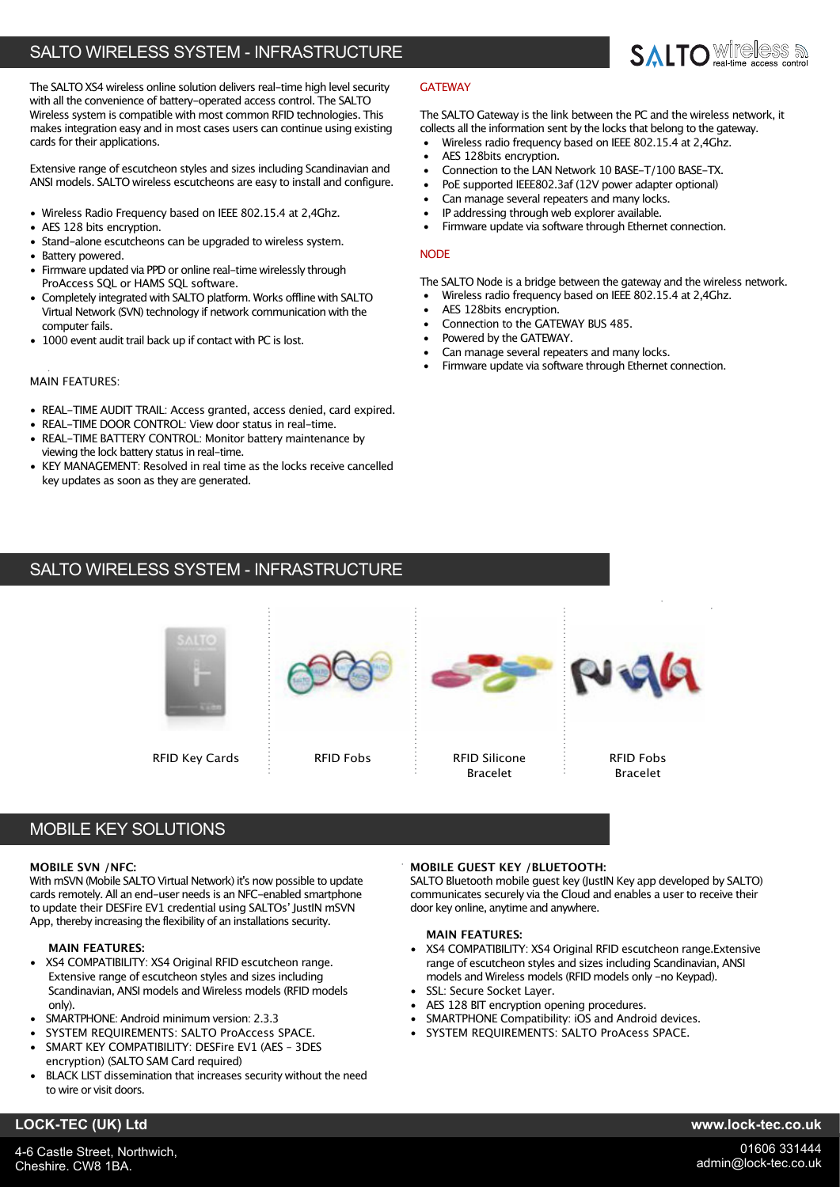## SALTO WIRELESS SYSTEM - INFRASTRUCTURE

The SALTO XS4 wireless online solution delivers real-time high level security with all the convenience of battery-operated access control. The SALTO Wireless system is compatible with most common RFID technologies. This makes integration easy and in most cases users can continue using existing cards for their applications.

Extensive range of escutcheon styles and sizes including Scandinavian and ANSI models. SALTO wireless escutcheons are easy to install and configure.

- Wireless Radio Frequency based on IEEE 802.15.4 at 2,4Ghz.
- AES 128 bits encryption.
- Stand-alone escutcheons can be upgraded to wireless system.
- Battery powered.
- Firmware updated via PPD or online real-time wirelessly through ProAccess SQL or HAMS SQL software.
- Completely integrated with SALTO platform. Works offline with SALTO Virtual Network (SVN) technology if network communication with the computer fails.
- 1000 event audit trail back up if contact with PC is lost.

MAIN FEATURES:

- REAL-TIME AUDIT TRAIL: Access granted, access denied, card expired.
- REAL-TIME DOOR CONTROL: View door status in real-time.
- REAL-TIME BATTERY CONTROL: Monitor battery maintenance by viewing the lock battery status in real-time.
- KEY MANAGEMENT: Resolved in real time as the locks receive cancelled key updates as soon as they are generated.

### GATEWAY

The SALTO Gateway is the link between the PC and the wireless network, it collects all the information sent by the locks that belong to the gateway.

- Wireless radio frequency based on IEEE 802.15.4 at 2,4Ghz.
- AES 128bits encryption.
- Connection to the LAN Network 10 BASE-T/100 BASE-TX.
- PoE supported IEEE802.3af (12V power adapter optional)
- Can manage several repeaters and many locks.
- IP addressing through web explorer available.
- Firmware update via software through Ethernet connection.

### NODE

The SALTO Node is a bridge between the gateway and the wireless network.

- Wireless radio frequency based on IEEE 802.15.4 at 2,4Ghz.
- AES 128bits encryption.
- Connection to the GATEWAY BUS 485.
- Powered by the GATEWAY.
- Can manage several repeaters and many locks.
- Firmware update via software through Ethernet connection.

## SALTO WIRELESS SYSTEM - INFRASTRUCTURE

RFID Key Cards

RFID Fobs

RFID Silicone Bracelet

RFID Fobs Bracelet

## MOBILE KEY SOLUTIONS

**MOBILE SVN /NFC:**
With mSVN (Mobile SALTO Virtual Network) it's now possible to update cards remotely. All an end-user needs is an NFC-enabled smartphone to update their DESFire EV1 credential using SALTOs' JustIN mSVN App, thereby increasing the flexibility of an installations security.

**MAIN FEATURES:**

- XS4 COMPATIBILITY: XS4 Original RFID escutcheon range. Extensive range of escutcheon styles and sizes including Scandinavian, ANSI models and Wireless models (RFID models only).
- SMARTPHONE: Android minimum version: 2.3.3
- SYSTEM REQUIREMENTS: SALTO ProAccess SPACE.
- SMART KEY COMPATIBILITY: DESFire EV1 (AES - 3DES encryption) (SALTO SAM Card required)
- BLACK LIST dissemination that increases security without the need to wire or visit doors.

**MOBILE GUEST KEY /BLUETOOTH:**
SALTO Bluetooth mobile guest key (JustIN Key app developed by SALTO) communicates securely via the Cloud and enables a user to receive their door key online, anytime and anywhere.

**MAIN FEATURES:**

- XS4 COMPATIBILITY: XS4 Original RFID escutcheon range.Extensive range of escutcheon styles and sizes including Scandinavian, ANSI models and Wireless models (RFID models only -no Keypad).
- SSL: Secure Socket Layer.
- AES 128 BIT encryption opening procedures.
- SMARTPHONE Compatibility: iOS and Android devices.
- SYSTEM REQUIREMENTS: SALTO ProAcess SPACE.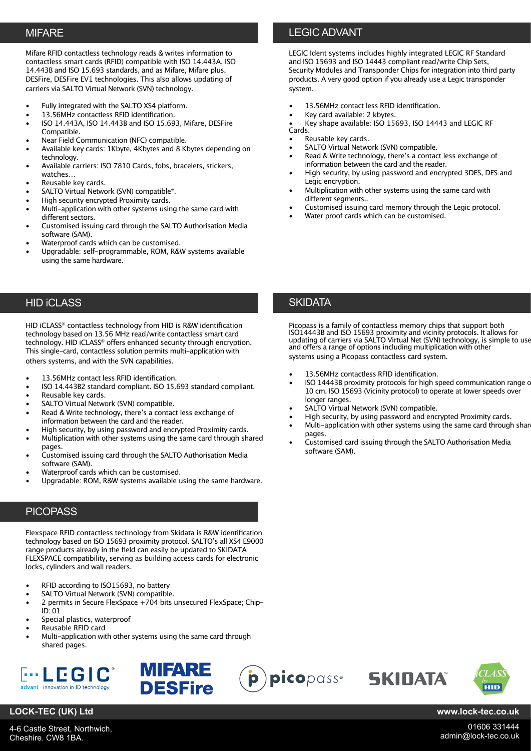## MIFARE

Mifare RFID contactless technology reads & writes information to contactless smart cards (RFID) compatible with ISO 14.443A, ISO 14.443B and ISO 15.693 standards, and as Mifare, Mifare plus, DESFire, DESFire EV1 technologies. This also allows updating of carriers via SALTO Virtual Network (SVN) technology.

- Fully integrated with the SALTO XS4 platform.
- 13.56MHz contactless RFID identification.
- ISO 14.443A, ISO 14.443B and ISO 15.693, Mifare, DESFire Compatible.
- Near Field Communication (NFC) compatible.
- Available key cards: 1Kbyte, 4Kbytes and 8 Kbytes depending on technology.
- Available carriers: ISO 7810 Cards, fobs, bracelets, stickers, watches…
- Reusable key cards.
- SALTO Virtual Network (SVN) compatible*.
- High security encrypted Proximity cards.
- Multi-application with other systems using the same card with different sectors.
- Customised issuing card through the SALTO Authorisation Media software (SAM).
- Waterproof cards which can be customised.
- Upgradable: self-programmable, ROM, R&W systems available using the same hardware.

## LEGIC ADVANT

LEGIC Ident systems includes highly integrated LEGIC RF Standard and ISO 15693 and ISO 14443 compliant read/write Chip Sets, Security Modules and Transponder Chips for integration into third party products. A very good option if you already use a Legic transponder system.

- 13.56MHz contact less RFID identification.
- Key card available: 2 kbytes.
- Key shape available: ISO 15693, ISO 14443 and LEGIC RF Cards.
- Reusable key cards.
- SALTO Virtual Network (SVN) compatible.
- Read & Write technology, there's a contact less exchange of information between the card and the reader.
- High security, by using password and encrypted 3DES, DES and Legic encryption.
- Multiplication with other systems using the same card with different segments..
- Customised issuing card memory through the Legic protocol.
- Water proof cards which can be customised.

## HID iCLASS

HID iCLASS® contactless technology from HID is R&W identification technology based on 13.56 MHz read/write contactless smart card technology. HID iCLASS® offers enhanced security through encryption. This single-card, contactless solution permits multi-application with others systems, and with the SVN capabilities.

- 13.56MHz contact less RFID identification.
- ISO 14.443B2 standard compliant. ISO 15.693 standard compliant.
- Reusable key cards.
- SALTO Virtual Network (SVN) compatible.
- Read & Write technology, there's a contact less exchange of information between the card and the reader.
- High security, by using password and encrypted Proximity cards.
- Multiplication with other systems using the same card through shared pages.
- Customised issuing card through the SALTO Authorisation Media software (SAM).
- Waterproof cards which can be customised.
- Upgradable: ROM, R&W systems available using the same hardware.

## PICOPASS

Flexspace RFID contactless technology from Skidata is R&W identification technology based on ISO 15693 proximity protocol. SALTO's all XS4 E9000 range products already in the field can easily be updated to SKIDATA FLEXSPACE compatibility, serving as building access cards for electronic locks, cylinders and wall readers.

- RFID according to ISO15693, no battery
- SALTO Virtual Network (SVN) compatible.
- 2 permits in Secure FlexSpace +704 bits unsecured FlexSpace; Chip-ID: 01
- Special plastics, waterproof
- Reusable RFID card
- Multi-application with other systems using the same card through shared pages.

## SKIDATA

Picopass is a family of contactless memory chips that support both ISO14443B and ISO 15693 proximity and vicinity protocols. It allows for updating of carriers via SALTO Virtual Net (SVN) technology, is simple to use and offers a range of options including multiplication with other systems using a Picopass contactless card system.

- 13.56MHz contactless RFID identification.
- ISO 14443B proximity protocols for high speed communication range o 10 cm. ISO 15693 (Vicinity protocol) to operate at lower speeds over longer ranges.
- SALTO Virtual Network (SVN) compatible.
- High security, by using password and encrypted Proximity cards.
- Multi-application with other systems using the same card through shar pages.
- Customised card issuing through the SALTO Authorisation Media software (SAM).

LEGIC advant innovation in ID technology · MIFARE DESFire · picopass® · SKIDATA™ · iCLASS by HID

**LOCK-TEC (UK) Ltd** | **www.lock-tec.co.uk**

4-6 Castle Street, Northwich, Cheshire. CW8 1BA.

01606 331444
admin@lock-tec.co.uk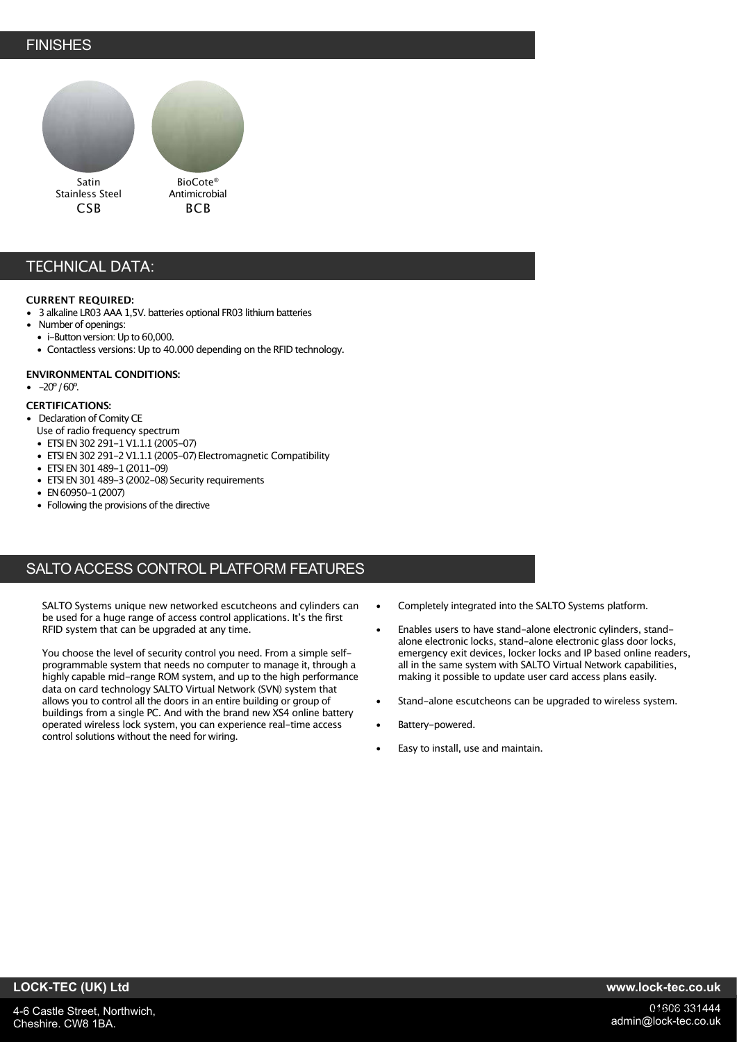## FINISHES

Satin Stainless Steel
CSB

BioCote® Antimicrobial
BCB

## TECHNICAL DATA:

**CURRENT REQUIRED:**

- 3 alkaline LR03 AAA 1,5V. batteries optional FR03 lithium batteries
- Number of openings:
  - i-Button version: Up to 60,000.
  - Contactless versions: Up to 40.000 depending on the RFID technology.

**ENVIRONMENTAL CONDITIONS:**

- -20º / 60º.

**CERTIFICATIONS:**

- Declaration of Comity CE
  Use of radio frequency spectrum
  - ETSI EN 302 291-1 V1.1.1 (2005-07)
  - ETSI EN 302 291-2 V1.1.1 (2005-07) Electromagnetic Compatibility
  - ETSI EN 301 489-1 (2011-09)
  - ETSI EN 301 489-3 (2002-08) Security requirements
  - EN 60950-1 (2007)
  - Following the provisions of the directive

## SALTO ACCESS CONTROL PLATFORM FEATURES

SALTO Systems unique new networked escutcheons and cylinders can be used for a huge range of access control applications. It's the first RFID system that can be upgraded at any time.

You choose the level of security control you need. From a simple self-programmable system that needs no computer to manage it, through a highly capable mid-range ROM system, and up to the high performance data on card technology SALTO Virtual Network (SVN) system that allows you to control all the doors in an entire building or group of buildings from a single PC. And with the brand new XS4 online battery operated wireless lock system, you can experience real-time access control solutions without the need for wiring.

- Completely integrated into the SALTO Systems platform.
- Enables users to have stand-alone electronic cylinders, stand-alone electronic locks, stand-alone electronic glass door locks, emergency exit devices, locker locks and IP based online readers, all in the same system with SALTO Virtual Network capabilities, making it possible to update user card access plans easily.
- Stand-alone escutcheons can be upgraded to wireless system.
- Battery-powered.
- Easy to install, use and maintain.